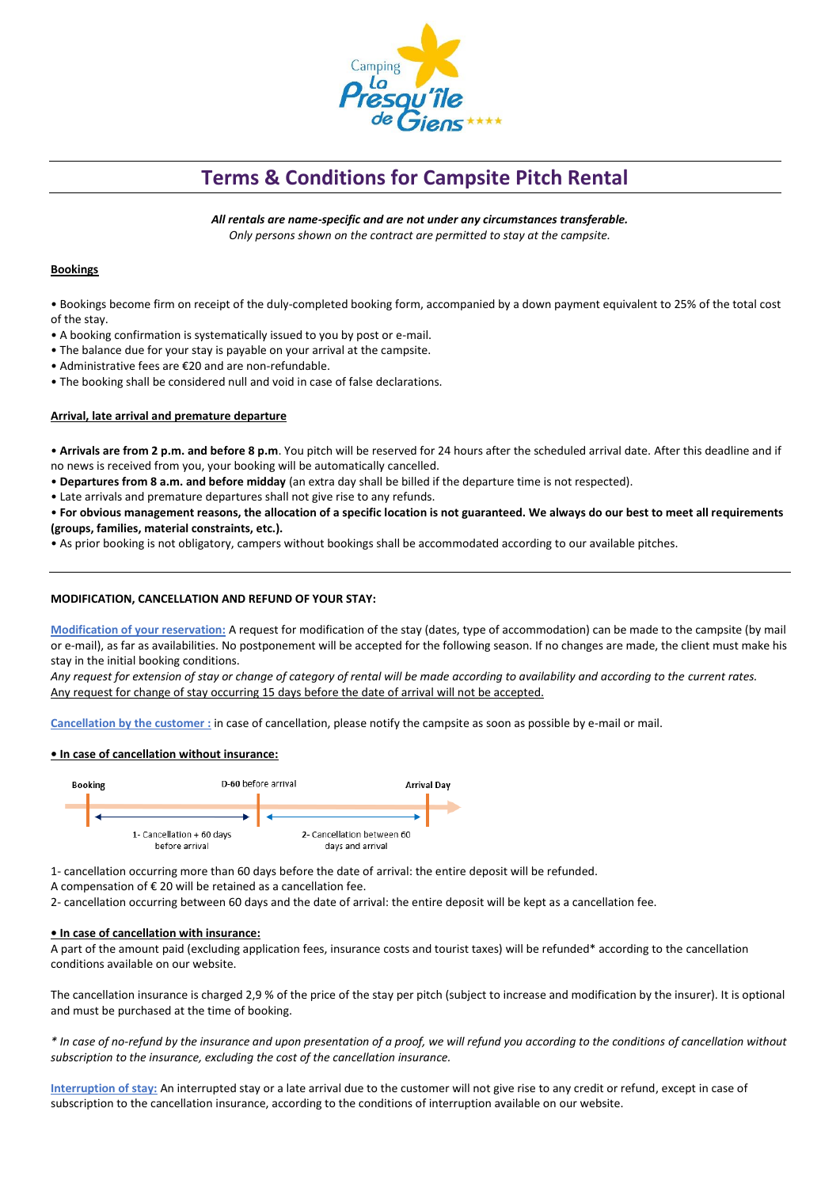Camping La Presqu'île de Giens ★★★★

# Terms & Conditions for Campsite Pitch Rental

***All rentals are name-specific and are not under any circumstances transferable.***
*Only persons shown on the contract are permitted to stay at the campsite.*

## Bookings

- Bookings become firm on receipt of the duly-completed booking form, accompanied by a down payment equivalent to 25% of the total cost of the stay.
- A booking confirmation is systematically issued to you by post or e-mail.
- The balance due for your stay is payable on your arrival at the campsite.
- Administrative fees are €20 and are non-refundable.
- The booking shall be considered null and void in case of false declarations.

## Arrival, late arrival and premature departure

- **Arrivals are from 2 p.m. and before 8 p.m**. You pitch will be reserved for 24 hours after the scheduled arrival date. After this deadline and if no news is received from you, your booking will be automatically cancelled.
- **Departures from 8 a.m. and before midday** (an extra day shall be billed if the departure time is not respected).
- Late arrivals and premature departures shall not give rise to any refunds.
- **For obvious management reasons, the allocation of a specific location is not guaranteed. We always do our best to meet all requirements (groups, families, material constraints, etc.).**
- As prior booking is not obligatory, campers without bookings shall be accommodated according to our available pitches.

---

## MODIFICATION, CANCELLATION AND REFUND OF YOUR STAY:

**Modification of your reservation:** A request for modification of the stay (dates, type of accommodation) can be made to the campsite (by mail or e-mail), as far as availabilities. No postponement will be accepted for the following season. If no changes are made, the client must make his stay in the initial booking conditions.
*Any request for extension of stay or change of category of rental will be made according to availability and according to the current rates.*
Any request for change of stay occurring 15 days before the date of arrival will not be accepted.

**Cancellation by the customer :** in case of cancellation, please notify the campsite as soon as possible by e-mail or mail.

**• In case of cancellation without insurance:**

Booking → D-60 before arrival → Arrival Day

1- Cancellation + 60 days before arrival | 2- Cancellation between 60 days and arrival

1- cancellation occurring more than 60 days before the date of arrival: the entire deposit will be refunded.
A compensation of € 20 will be retained as a cancellation fee.
2- cancellation occurring between 60 days and the date of arrival: the entire deposit will be kept as a cancellation fee.

**• In case of cancellation with insurance:**
A part of the amount paid (excluding application fees, insurance costs and tourist taxes) will be refunded* according to the cancellation conditions available on our website.

The cancellation insurance is charged 2,9 % of the price of the stay per pitch (subject to increase and modification by the insurer). It is optional and must be purchased at the time of booking.

*\* In case of no-refund by the insurance and upon presentation of a proof, we will refund you according to the conditions of cancellation without subscription to the insurance, excluding the cost of the cancellation insurance.*

**Interruption of stay:** An interrupted stay or a late arrival due to the customer will not give rise to any credit or refund, except in case of subscription to the cancellation insurance, according to the conditions of interruption available on our website.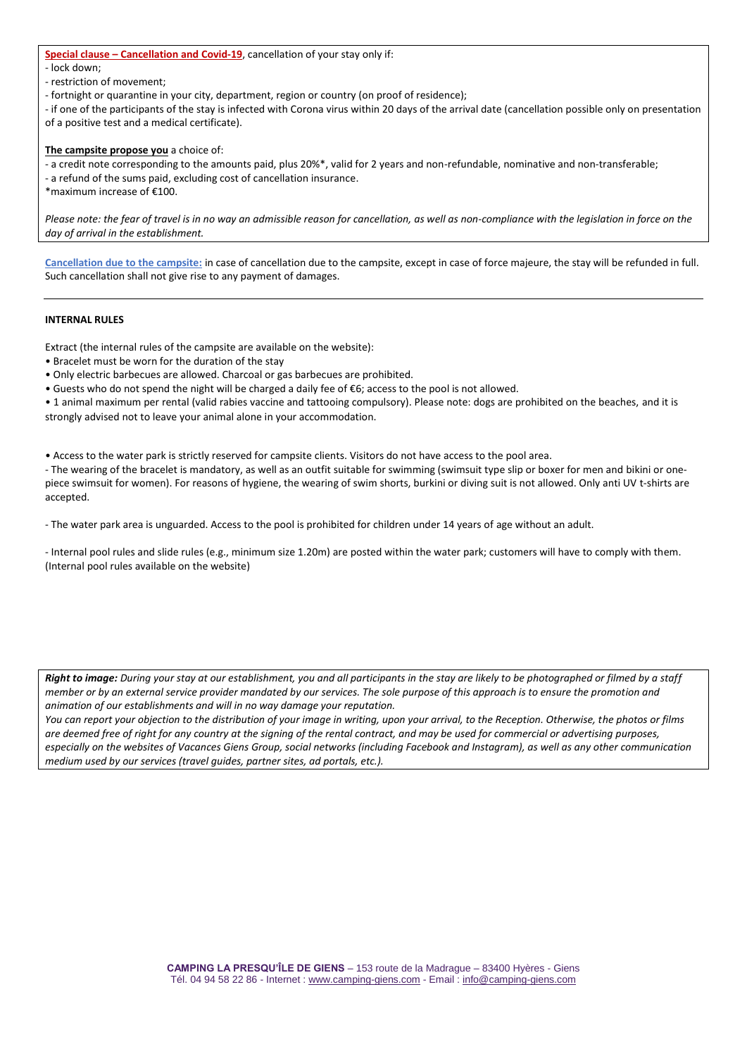**Special clause – Cancellation and Covid-19**, cancellation of your stay only if:

- lock down;
- restriction of movement;
- fortnight or quarantine in your city, department, region or country (on proof of residence);
- if one of the participants of the stay is infected with Corona virus within 20 days of the arrival date (cancellation possible only on presentation of a positive test and a medical certificate).

**The campsite propose you** a choice of:

- a credit note corresponding to the amounts paid, plus 20%*, valid for 2 years and non-refundable, nominative and non-transferable;
- a refund of the sums paid, excluding cost of cancellation insurance.

*maximum increase of €100.

*Please note: the fear of travel is in no way an admissible reason for cancellation, as well as non-compliance with the legislation in force on the day of arrival in the establishment.*

**Cancellation due to the campsite:** in case of cancellation due to the campsite, except in case of force majeure, the stay will be refunded in full. Such cancellation shall not give rise to any payment of damages.

---

**INTERNAL RULES**

Extract (the internal rules of the campsite are available on the website):

- Bracelet must be worn for the duration of the stay
- Only electric barbecues are allowed. Charcoal or gas barbecues are prohibited.
- Guests who do not spend the night will be charged a daily fee of €6; access to the pool is not allowed.
- 1 animal maximum per rental (valid rabies vaccine and tattooing compulsory). Please note: dogs are prohibited on the beaches, and it is strongly advised not to leave your animal alone in your accommodation.

- Access to the water park is strictly reserved for campsite clients. Visitors do not have access to the pool area.

- The wearing of the bracelet is mandatory, as well as an outfit suitable for swimming (swimsuit type slip or boxer for men and bikini or one-piece swimsuit for women). For reasons of hygiene, the wearing of swim shorts, burkini or diving suit is not allowed. Only anti UV t-shirts are accepted.

- The water park area is unguarded. Access to the pool is prohibited for children under 14 years of age without an adult.

- Internal pool rules and slide rules (e.g., minimum size 1.20m) are posted within the water park; customers will have to comply with them. (Internal pool rules available on the website)

***Right to image:** During your stay at our establishment, you and all participants in the stay are likely to be photographed or filmed by a staff member or by an external service provider mandated by our services. The sole purpose of this approach is to ensure the promotion and animation of our establishments and will in no way damage your reputation.*

*You can report your objection to the distribution of your image in writing, upon your arrival, to the Reception. Otherwise, the photos or films are deemed free of right for any country at the signing of the rental contract, and may be used for commercial or advertising purposes, especially on the websites of Vacances Giens Group, social networks (including Facebook and Instagram), as well as any other communication medium used by our services (travel guides, partner sites, ad portals, etc.).*

**CAMPING LA PRESQU'ÎLE DE GIENS** – 153 route de la Madrague – 83400 Hyères - Giens
Tél. 04 94 58 22 86 - Internet : www.camping-giens.com - Email : info@camping-giens.com